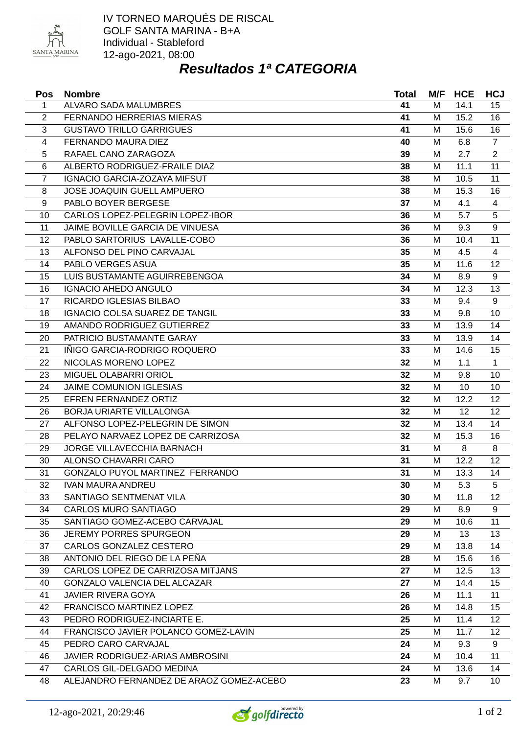IV TORNEO MARQUÉS DE RISCAL
GOLF SANTA MARINA - B+A
Individual - Stableford
12-ago-2021, 08:00

## *Resultados 1ª CATEGORIA*

| Pos | Nombre | Total | M/F | HCE | HCJ |
|---|---|---|---|---|---|
| 1 | ALVARO SADA MALUMBRES | **41** | M | 14.1 | 15 |
| 2 | FERNANDO HERRERIAS MIERAS | **41** | M | 15.2 | 16 |
| 3 | GUSTAVO TRILLO GARRIGUES | **41** | M | 15.6 | 16 |
| 4 | FERNANDO MAURA DIEZ | **40** | M | 6.8 | 7 |
| 5 | RAFAEL CANO ZARAGOZA | **39** | M | 2.7 | 2 |
| 6 | ALBERTO RODRIGUEZ-FRAILE DIAZ | **38** | M | 11.1 | 11 |
| 7 | IGNACIO GARCIA-ZOZAYA MIFSUT | **38** | M | 10.5 | 11 |
| 8 | JOSE JOAQUIN GUELL AMPUERO | **38** | M | 15.3 | 16 |
| 9 | PABLO BOYER BERGESE | **37** | M | 4.1 | 4 |
| 10 | CARLOS LOPEZ-PELEGRIN LOPEZ-IBOR | **36** | M | 5.7 | 5 |
| 11 | JAIME BOVILLE GARCIA DE VINUESA | **36** | M | 9.3 | 9 |
| 12 | PABLO SARTORIUS LAVALLE-COBO | **36** | M | 10.4 | 11 |
| 13 | ALFONSO DEL PINO CARVAJAL | **35** | M | 4.5 | 4 |
| 14 | PABLO VERGES ASUA | **35** | M | 11.6 | 12 |
| 15 | LUIS BUSTAMANTE AGUIRREBENGOA | **34** | M | 8.9 | 9 |
| 16 | IGNACIO AHEDO ANGULO | **34** | M | 12.3 | 13 |
| 17 | RICARDO IGLESIAS BILBAO | **33** | M | 9.4 | 9 |
| 18 | IGNACIO COLSA SUAREZ DE TANGIL | **33** | M | 9.8 | 10 |
| 19 | AMANDO RODRIGUEZ GUTIERREZ | **33** | M | 13.9 | 14 |
| 20 | PATRICIO BUSTAMANTE GARAY | **33** | M | 13.9 | 14 |
| 21 | IÑIGO GARCIA-RODRIGO ROQUERO | **33** | M | 14.6 | 15 |
| 22 | NICOLAS MORENO LOPEZ | **32** | M | 1.1 | 1 |
| 23 | MIGUEL OLABARRI ORIOL | **32** | M | 9.8 | 10 |
| 24 | JAIME COMUNION IGLESIAS | **32** | M | 10 | 10 |
| 25 | EFREN FERNANDEZ ORTIZ | **32** | M | 12.2 | 12 |
| 26 | BORJA URIARTE VILLALONGA | **32** | M | 12 | 12 |
| 27 | ALFONSO LOPEZ-PELEGRIN DE SIMON | **32** | M | 13.4 | 14 |
| 28 | PELAYO NARVAEZ LOPEZ DE CARRIZOSA | **32** | M | 15.3 | 16 |
| 29 | JORGE VILLAVECCHIA BARNACH | **31** | M | 8 | 8 |
| 30 | ALONSO CHAVARRI CARO | **31** | M | 12.2 | 12 |
| 31 | GONZALO PUYOL MARTINEZ FERRANDO | **31** | M | 13.3 | 14 |
| 32 | IVAN MAURA ANDREU | **30** | M | 5.3 | 5 |
| 33 | SANTIAGO SENTMENAT VILA | **30** | M | 11.8 | 12 |
| 34 | CARLOS MURO SANTIAGO | **29** | M | 8.9 | 9 |
| 35 | SANTIAGO GOMEZ-ACEBO CARVAJAL | **29** | M | 10.6 | 11 |
| 36 | JEREMY PORRES SPURGEON | **29** | M | 13 | 13 |
| 37 | CARLOS GONZALEZ CESTERO | **29** | M | 13.8 | 14 |
| 38 | ANTONIO DEL RIEGO DE LA PEÑA | **28** | M | 15.6 | 16 |
| 39 | CARLOS LOPEZ DE CARRIZOSA MITJANS | **27** | M | 12.5 | 13 |
| 40 | GONZALO VALENCIA DEL ALCAZAR | **27** | M | 14.4 | 15 |
| 41 | JAVIER RIVERA GOYA | **26** | M | 11.1 | 11 |
| 42 | FRANCISCO MARTINEZ LOPEZ | **26** | M | 14.8 | 15 |
| 43 | PEDRO RODRIGUEZ-INCIARTE E. | **25** | M | 11.4 | 12 |
| 44 | FRANCISCO JAVIER POLANCO GOMEZ-LAVIN | **25** | M | 11.7 | 12 |
| 45 | PEDRO CARO CARVAJAL | **24** | M | 9.3 | 9 |
| 46 | JAVIER RODRIGUEZ-ARIAS AMBROSINI | **24** | M | 10.4 | 11 |
| 47 | CARLOS GIL-DELGADO MEDINA | **24** | M | 13.6 | 14 |
| 48 | ALEJANDRO FERNANDEZ DE ARAOZ GOMEZ-ACEBO | **23** | M | 9.7 | 10 |

12-ago-2021, 20:29:46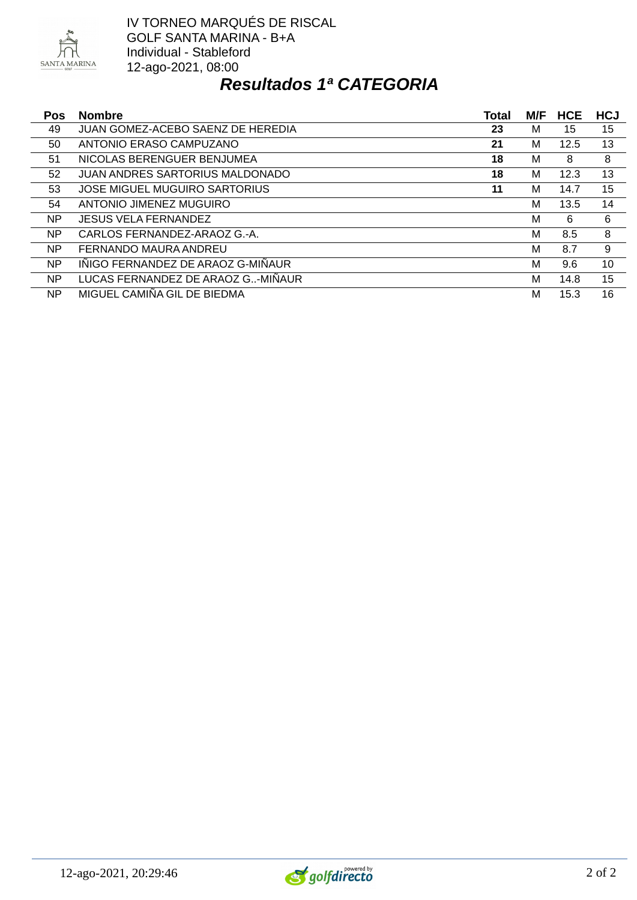IV TORNEO MARQUÉS DE RISCAL
GOLF SANTA MARINA - B+A
Individual - Stableford
12-ago-2021, 08:00

## *Resultados 1ª CATEGORIA*

| Pos | Nombre | Total | M/F | HCE | HCJ |
|---|---|---|---|---|---|
| 49 | JUAN GOMEZ-ACEBO SAENZ DE HEREDIA | **23** | M | 15 | 15 |
| 50 | ANTONIO ERASO CAMPUZANO | **21** | M | 12.5 | 13 |
| 51 | NICOLAS BERENGUER BENJUMEA | **18** | M | 8 | 8 |
| 52 | JUAN ANDRES SARTORIUS MALDONADO | **18** | M | 12.3 | 13 |
| 53 | JOSE MIGUEL MUGUIRO SARTORIUS | **11** | M | 14.7 | 15 |
| 54 | ANTONIO JIMENEZ MUGUIRO | | M | 13.5 | 14 |
| NP | JESUS VELA FERNANDEZ | | M | 6 | 6 |
| NP | CARLOS FERNANDEZ-ARAOZ G.-A. | | M | 8.5 | 8 |
| NP | FERNANDO MAURA ANDREU | | M | 8.7 | 9 |
| NP | IÑIGO FERNANDEZ DE ARAOZ G-MIÑAUR | | M | 9.6 | 10 |
| NP | LUCAS FERNANDEZ DE ARAOZ G..-MIÑAUR | | M | 14.8 | 15 |
| NP | MIGUEL CAMIÑA GIL DE BIEDMA | | M | 15.3 | 16 |

12-ago-2021, 20:29:46